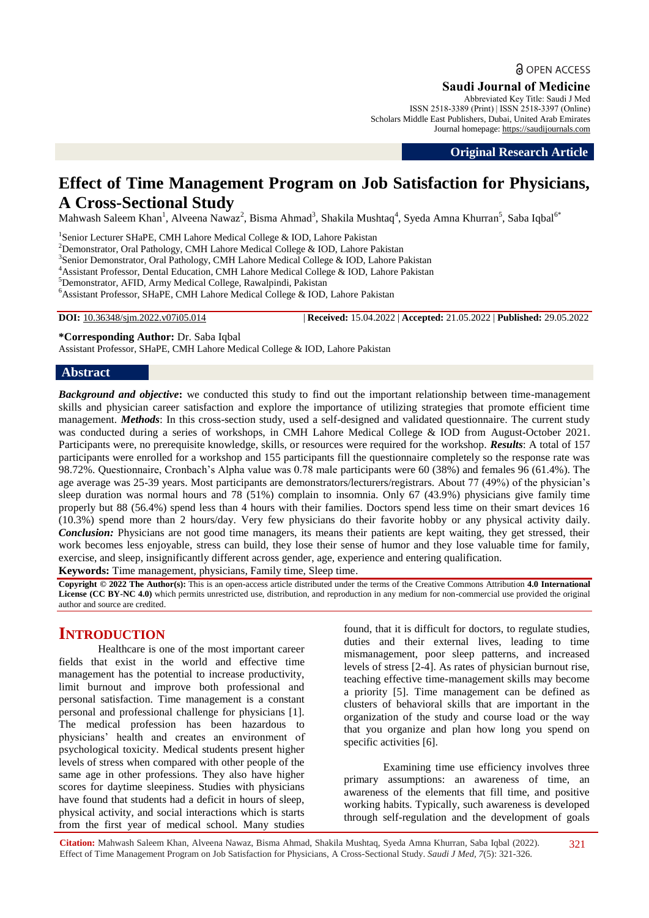OPEN ACCESS

**Saudi Journal of Medicine**

Abbreviated Key Title: Saudi J Med
ISSN 2518-3389 (Print) | ISSN 2518-3397 (Online)
Scholars Middle East Publishers, Dubai, United Arab Emirates
Journal homepage: https://saudijournals.com

**Original Research Article**

# Effect of Time Management Program on Job Satisfaction for Physicians, A Cross-Sectional Study

Mahwash Saleem Khan[1], Alveena Nawaz[2], Bisma Ahmad[3], Shakila Mushtaq[4], Syeda Amna Khurran[5], Saba Iqbal[6*]

[1]Senior Lecturer SHaPE, CMH Lahore Medical College & IOD, Lahore Pakistan
[2]Demonstrator, Oral Pathology, CMH Lahore Medical College & IOD, Lahore Pakistan
[3]Senior Demonstrator, Oral Pathology, CMH Lahore Medical College & IOD, Lahore Pakistan
[4]Assistant Professor, Dental Education, CMH Lahore Medical College & IOD, Lahore Pakistan
[5]Demonstrator, AFID, Army Medical College, Rawalpindi, Pakistan
[6]Assistant Professor, SHaPE, CMH Lahore Medical College & IOD, Lahore Pakistan

**DOI:** 10.36348/sjm.2022.v07i05.014 | **Received:** 15.04.2022 | **Accepted:** 21.05.2022 | **Published:** 29.05.2022

**\*Corresponding Author:** Dr. Saba Iqbal
Assistant Professor, SHaPE, CMH Lahore Medical College & IOD, Lahore Pakistan

## Abstract

***Background and objective*:** we conducted this study to find out the important relationship between time-management skills and physician career satisfaction and explore the importance of utilizing strategies that promote efficient time management. ***Methods***: In this cross-section study, used a self-designed and validated questionnaire. The current study was conducted during a series of workshops, in CMH Lahore Medical College & IOD from August-October 2021. Participants were, no prerequisite knowledge, skills, or resources were required for the workshop. ***Results***: A total of 157 participants were enrolled for a workshop and 155 participants fill the questionnaire completely so the response rate was 98.72%. Questionnaire, Cronbach's Alpha value was 0.78 male participants were 60 (38%) and females 96 (61.4%). The age average was 25-39 years. Most participants are demonstrators/lecturers/registrars. About 77 (49%) of the physician's sleep duration was normal hours and 78 (51%) complain to insomnia. Only 67 (43.9%) physicians give family time properly but 88 (56.4%) spend less than 4 hours with their families. Doctors spend less time on their smart devices 16 (10.3%) spend more than 2 hours/day. Very few physicians do their favorite hobby or any physical activity daily. ***Conclusion:*** Physicians are not good time managers, its means their patients are kept waiting, they get stressed, their work becomes less enjoyable, stress can build, they lose their sense of humor and they lose valuable time for family, exercise, and sleep, insignificantly different across gender, age, experience and entering qualification.

**Keywords:** Time management, physicians, Family time, Sleep time.

**Copyright © 2022 The Author(s):** This is an open-access article distributed under the terms of the Creative Commons Attribution **4.0 International License (CC BY-NC 4.0)** which permits unrestricted use, distribution, and reproduction in any medium for non-commercial use provided the original author and source are credited.

## INTRODUCTION

Healthcare is one of the most important career fields that exist in the world and effective time management has the potential to increase productivity, limit burnout and improve both professional and personal satisfaction. Time management is a constant personal and professional challenge for physicians [1]. The medical profession has been hazardous to physicians' health and creates an environment of psychological toxicity. Medical students present higher levels of stress when compared with other people of the same age in other professions. They also have higher scores for daytime sleepiness. Studies with physicians have found that students had a deficit in hours of sleep, physical activity, and social interactions which is starts from the first year of medical school. Many studies found, that it is difficult for doctors, to regulate studies, duties and their external lives, leading to time mismanagement, poor sleep patterns, and increased levels of stress [2-4]. As rates of physician burnout rise, teaching effective time-management skills may become a priority [5]. Time management can be defined as clusters of behavioral skills that are important in the organization of the study and course load or the way that you organize and plan how long you spend on specific activities [6].

Examining time use efficiency involves three primary assumptions: an awareness of time, an awareness of the elements that fill time, and positive working habits. Typically, such awareness is developed through self-regulation and the development of goals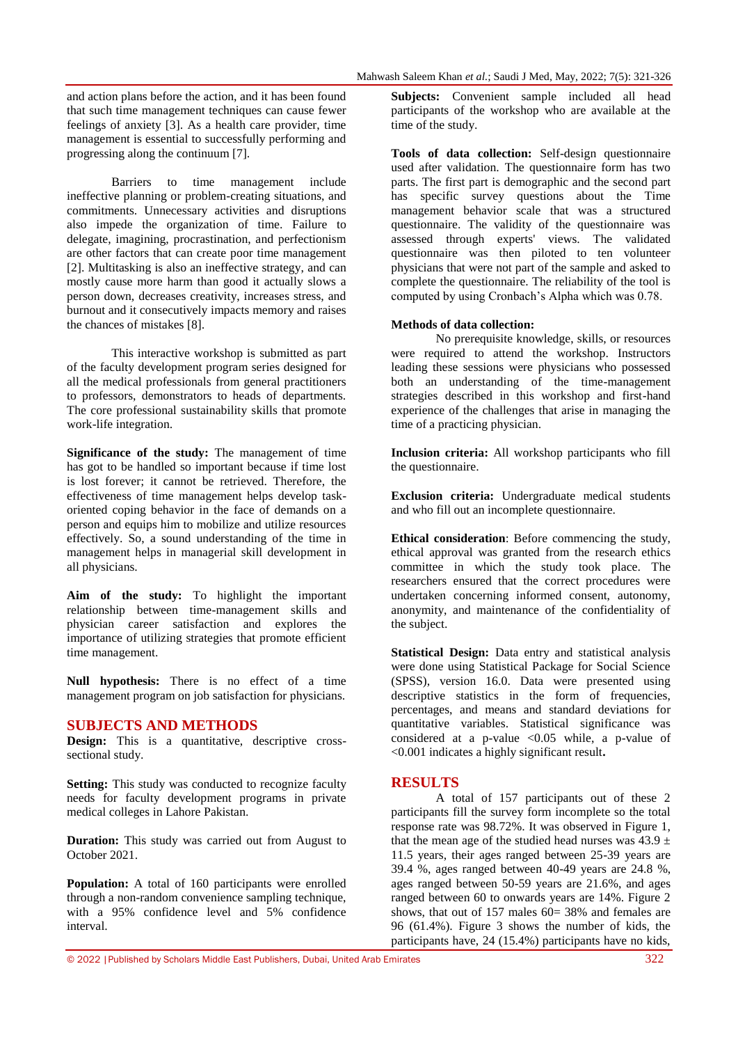and action plans before the action, and it has been found that such time management techniques can cause fewer feelings of anxiety [3]. As a health care provider, time management is essential to successfully performing and progressing along the continuum [7].

Barriers to time management include ineffective planning or problem-creating situations, and commitments. Unnecessary activities and disruptions also impede the organization of time. Failure to delegate, imagining, procrastination, and perfectionism are other factors that can create poor time management [2]. Multitasking is also an ineffective strategy, and can mostly cause more harm than good it actually slows a person down, decreases creativity, increases stress, and burnout and it consecutively impacts memory and raises the chances of mistakes [8].

This interactive workshop is submitted as part of the faculty development program series designed for all the medical professionals from general practitioners to professors, demonstrators to heads of departments. The core professional sustainability skills that promote work-life integration.

**Significance of the study:** The management of time has got to be handled so important because if time lost is lost forever; it cannot be retrieved. Therefore, the effectiveness of time management helps develop task-oriented coping behavior in the face of demands on a person and equips him to mobilize and utilize resources effectively. So, a sound understanding of the time in management helps in managerial skill development in all physicians.

**Aim of the study:** To highlight the important relationship between time-management skills and physician career satisfaction and explores the importance of utilizing strategies that promote efficient time management.

**Null hypothesis:** There is no effect of a time management program on job satisfaction for physicians.

## SUBJECTS AND METHODS

**Design:** This is a quantitative, descriptive cross-sectional study.

**Setting:** This study was conducted to recognize faculty needs for faculty development programs in private medical colleges in Lahore Pakistan.

**Duration:** This study was carried out from August to October 2021.

**Population:** A total of 160 participants were enrolled through a non-random convenience sampling technique, with a 95% confidence level and 5% confidence interval.

**Subjects:** Convenient sample included all head participants of the workshop who are available at the time of the study.

**Tools of data collection:** Self-design questionnaire used after validation. The questionnaire form has two parts. The first part is demographic and the second part has specific survey questions about the Time management behavior scale that was a structured questionnaire. The validity of the questionnaire was assessed through experts' views. The validated questionnaire was then piloted to ten volunteer physicians that were not part of the sample and asked to complete the questionnaire. The reliability of the tool is computed by using Cronbach's Alpha which was 0.78.

**Methods of data collection:**

No prerequisite knowledge, skills, or resources were required to attend the workshop. Instructors leading these sessions were physicians who possessed both an understanding of the time-management strategies described in this workshop and first-hand experience of the challenges that arise in managing the time of a practicing physician.

**Inclusion criteria:** All workshop participants who fill the questionnaire.

**Exclusion criteria:** Undergraduate medical students and who fill out an incomplete questionnaire.

**Ethical consideration**: Before commencing the study, ethical approval was granted from the research ethics committee in which the study took place. The researchers ensured that the correct procedures were undertaken concerning informed consent, autonomy, anonymity, and maintenance of the confidentiality of the subject.

**Statistical Design:** Data entry and statistical analysis were done using Statistical Package for Social Science (SPSS), version 16.0. Data were presented using descriptive statistics in the form of frequencies, percentages, and means and standard deviations for quantitative variables. Statistical significance was considered at a p-value <0.05 while, a p-value of <0.001 indicates a highly significant result**.**

## RESULTS

A total of 157 participants out of these 2 participants fill the survey form incomplete so the total response rate was 98.72%. It was observed in Figure 1, that the mean age of the studied head nurses was 43.9 ± 11.5 years, their ages ranged between 25-39 years are 39.4 %, ages ranged between 40-49 years are 24.8 %, ages ranged between 50-59 years are 21.6%, and ages ranged between 60 to onwards years are 14%. Figure 2 shows, that out of 157 males 60= 38% and females are 96 (61.4%). Figure 3 shows the number of kids, the participants have, 24 (15.4%) participants have no kids,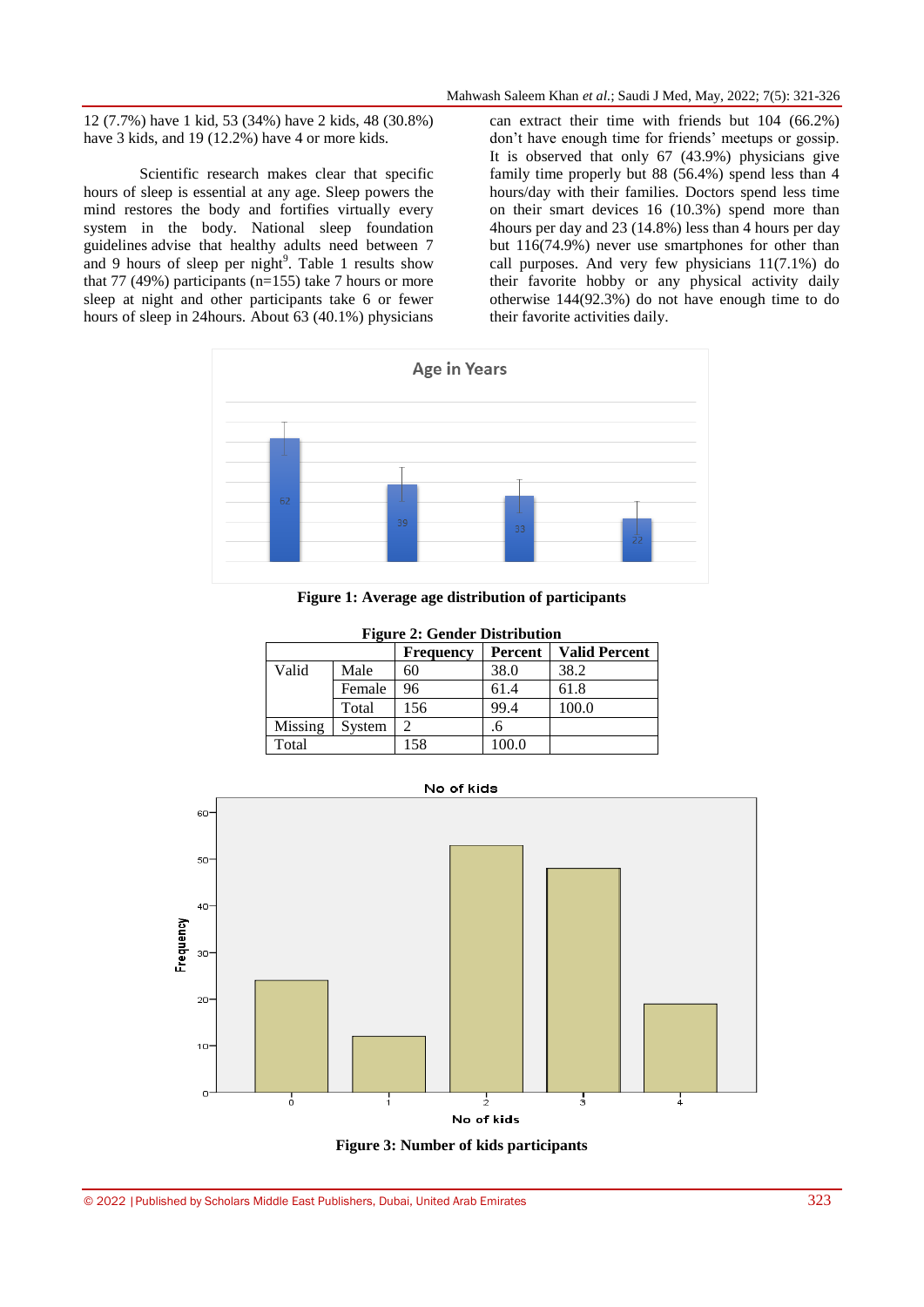12 (7.7%) have 1 kid, 53 (34%) have 2 kids, 48 (30.8%) have 3 kids, and 19 (12.2%) have 4 or more kids.

Scientific research makes clear that specific hours of sleep is essential at any age. Sleep powers the mind restores the body and fortifies virtually every system in the body. National sleep foundation guidelines advise that healthy adults need between 7 and 9 hours of sleep per night[9]. Table 1 results show that 77 (49%) participants (n=155) take 7 hours or more sleep at night and other participants take 6 or fewer hours of sleep in 24hours. About 63 (40.1%) physicians can extract their time with friends but 104 (66.2%) don't have enough time for friends' meetups or gossip. It is observed that only 67 (43.9%) physicians give family time properly but 88 (56.4%) spend less than 4 hours/day with their families. Doctors spend less time on their smart devices 16 (10.3%) spend more than 4hours per day and 23 (14.8%) less than 4 hours per day but 116(74.9%) never use smartphones for other than call purposes. And very few physicians 11(7.1%) do their favorite hobby or any physical activity daily otherwise 144(92.3%) do not have enough time to do their favorite activities daily.

**Figure 1: Average age distribution of participants**

**Figure 2: Gender Distribution**

| | | Frequency | Percent | Valid Percent |
|---|---|---|---|---|
| Valid | Male | 60 | 38.0 | 38.2 |
| | Female | 96 | 61.4 | 61.8 |
| | Total | 156 | 99.4 | 100.0 |
| Missing | System | 2 | .6 | |
| Total | | 158 | 100.0 | |

**Figure 3: Number of kids participants**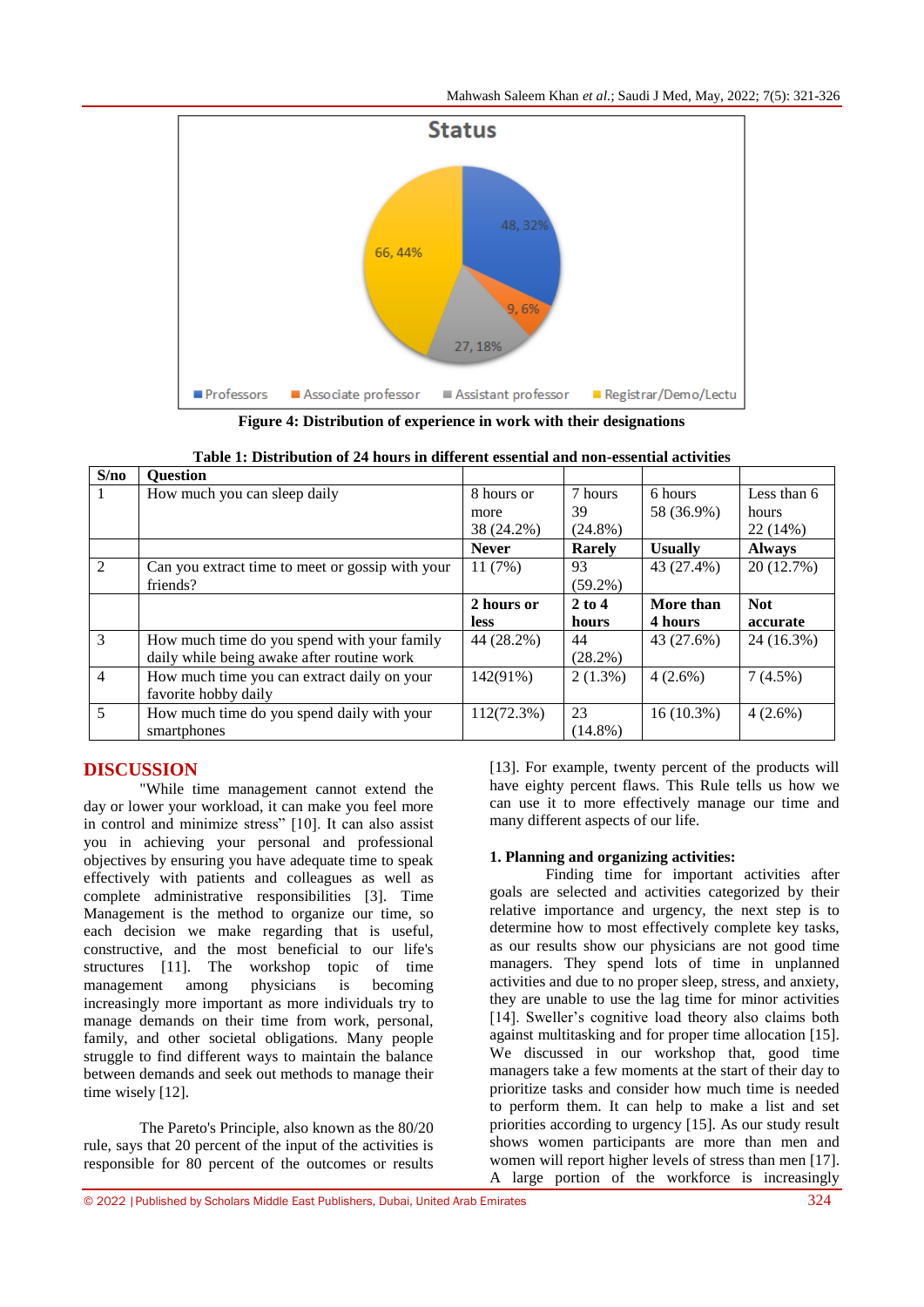Figure 4: Distribution of experience in work with their designations

**Table 1: Distribution of 24 hours in different essential and non-essential activities**

| S/no | Question | | | | |
|---|---|---|---|---|---|
| 1 | How much you can sleep daily | 8 hours or more 38 (24.2%) | 7 hours 39 (24.8%) | 6 hours 58 (36.9%) | Less than 6 hours 22 (14%) |
| | | **Never** | **Rarely** | **Usually** | **Always** |
| 2 | Can you extract time to meet or gossip with your friends? | 11 (7%) | 93 (59.2%) | 43 (27.4%) | 20 (12.7%) |
| | | **2 hours or less** | **2 to 4 hours** | **More than 4 hours** | **Not accurate** |
| 3 | How much time do you spend with your family daily while being awake after routine work | 44 (28.2%) | 44 (28.2%) | 43 (27.6%) | 24 (16.3%) |
| 4 | How much time you can extract daily on your favorite hobby daily | 142(91%) | 2 (1.3%) | 4 (2.6%) | 7 (4.5%) |
| 5 | How much time do you spend daily with your smartphones | 112(72.3%) | 23 (14.8%) | 16 (10.3%) | 4 (2.6%) |

## DISCUSSION

"While time management cannot extend the day or lower your workload, it can make you feel more in control and minimize stress" [10]. It can also assist you in achieving your personal and professional objectives by ensuring you have adequate time to speak effectively with patients and colleagues as well as complete administrative responsibilities [3]. Time Management is the method to organize our time, so each decision we make regarding that is useful, constructive, and the most beneficial to our life's structures [11]. The workshop topic of time management among physicians is becoming increasingly more important as more individuals try to manage demands on their time from work, personal, family, and other societal obligations. Many people struggle to find different ways to maintain the balance between demands and seek out methods to manage their time wisely [12].

The Pareto's Principle, also known as the 80/20 rule, says that 20 percent of the input of the activities is responsible for 80 percent of the outcomes or results [13]. For example, twenty percent of the products will have eighty percent flaws. This Rule tells us how we can use it to more effectively manage our time and many different aspects of our life.

**1. Planning and organizing activities:**

Finding time for important activities after goals are selected and activities categorized by their relative importance and urgency, the next step is to determine how to most effectively complete key tasks, as our results show our physicians are not good time managers. They spend lots of time in unplanned activities and due to no proper sleep, stress, and anxiety, they are unable to use the lag time for minor activities [14]. Sweller's cognitive load theory also claims both against multitasking and for proper time allocation [15]. We discussed in our workshop that, good time managers take a few moments at the start of their day to prioritize tasks and consider how much time is needed to perform them. It can help to make a list and set priorities according to urgency [15]. As our study result shows women participants are more than men and women will report higher levels of stress than men [17]. A large portion of the workforce is increasingly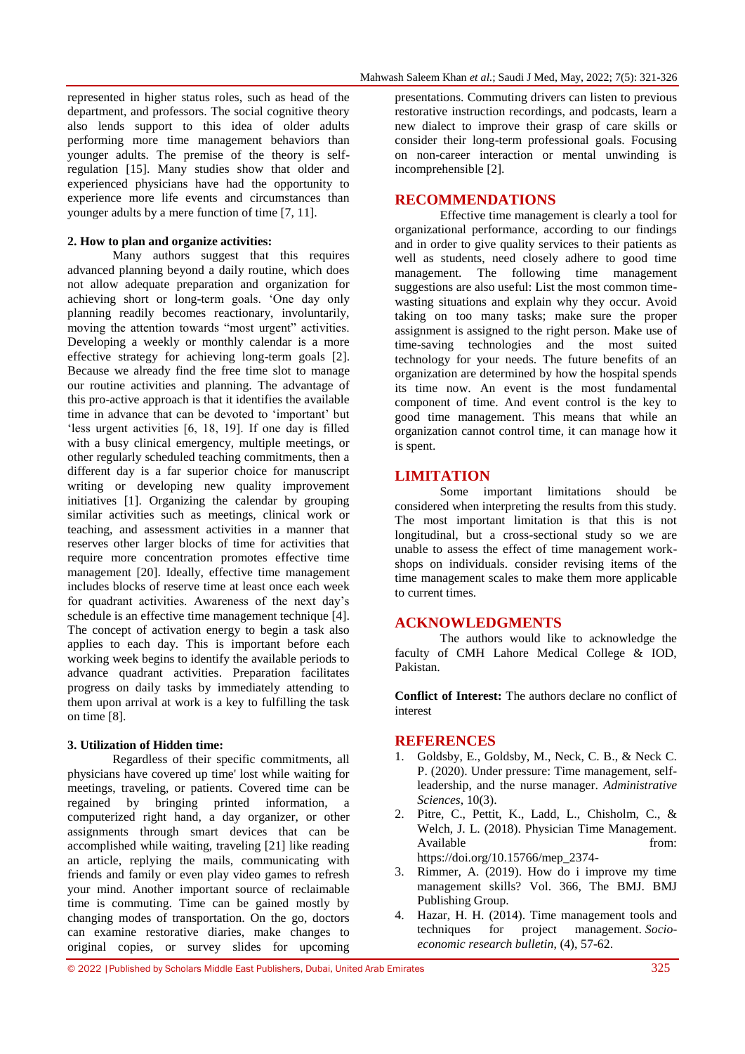represented in higher status roles, such as head of the department, and professors. The social cognitive theory also lends support to this idea of older adults performing more time management behaviors than younger adults. The premise of the theory is self-regulation [15]. Many studies show that older and experienced physicians have had the opportunity to experience more life events and circumstances than younger adults by a mere function of time [7, 11].

**2. How to plan and organize activities:**

Many authors suggest that this requires advanced planning beyond a daily routine, which does not allow adequate preparation and organization for achieving short or long-term goals. 'One day only planning readily becomes reactionary, involuntarily, moving the attention towards "most urgent" activities. Developing a weekly or monthly calendar is a more effective strategy for achieving long-term goals [2]. Because we already find the free time slot to manage our routine activities and planning. The advantage of this pro-active approach is that it identifies the available time in advance that can be devoted to 'important' but 'less urgent activities [6, 18, 19]. If one day is filled with a busy clinical emergency, multiple meetings, or other regularly scheduled teaching commitments, then a different day is a far superior choice for manuscript writing or developing new quality improvement initiatives [1]. Organizing the calendar by grouping similar activities such as meetings, clinical work or teaching, and assessment activities in a manner that reserves other larger blocks of time for activities that require more concentration promotes effective time management [20]. Ideally, effective time management includes blocks of reserve time at least once each week for quadrant activities. Awareness of the next day's schedule is an effective time management technique [4]. The concept of activation energy to begin a task also applies to each day. This is important before each working week begins to identify the available periods to advance quadrant activities. Preparation facilitates progress on daily tasks by immediately attending to them upon arrival at work is a key to fulfilling the task on time [8].

**3. Utilization of Hidden time:**

Regardless of their specific commitments, all physicians have covered up time' lost while waiting for meetings, traveling, or patients. Covered time can be regained by bringing printed information, a computerized right hand, a day organizer, or other assignments through smart devices that can be accomplished while waiting, traveling [21] like reading an article, replying the mails, communicating with friends and family or even play video games to refresh your mind. Another important source of reclaimable time is commuting. Time can be gained mostly by changing modes of transportation. On the go, doctors can examine restorative diaries, make changes to original copies, or survey slides for upcoming presentations. Commuting drivers can listen to previous restorative instruction recordings, and podcasts, learn a new dialect to improve their grasp of care skills or consider their long-term professional goals. Focusing on non-career interaction or mental unwinding is incomprehensible [2].

## RECOMMENDATIONS

Effective time management is clearly a tool for organizational performance, according to our findings and in order to give quality services to their patients as well as students, need closely adhere to good time management. The following time management suggestions are also useful: List the most common time-wasting situations and explain why they occur. Avoid taking on too many tasks; make sure the proper assignment is assigned to the right person. Make use of time-saving technologies and the most suited technology for your needs. The future benefits of an organization are determined by how the hospital spends its time now. An event is the most fundamental component of time. And event control is the key to good time management. This means that while an organization cannot control time, it can manage how it is spent.

## LIMITATION

Some important limitations should be considered when interpreting the results from this study. The most important limitation is that this is not longitudinal, but a cross-sectional study so we are unable to assess the effect of time management workshops on individuals. consider revising items of the time management scales to make them more applicable to current times.

## ACKNOWLEDGMENTS

The authors would like to acknowledge the faculty of CMH Lahore Medical College & IOD, Pakistan.

**Conflict of Interest:** The authors declare no conflict of interest

## REFERENCES

1. Goldsby, E., Goldsby, M., Neck, C. B., & Neck C. P. (2020). Under pressure: Time management, self-leadership, and the nurse manager. *Administrative Sciences*, 10(3).
2. Pitre, C., Pettit, K., Ladd, L., Chisholm, C., & Welch, J. L. (2018). Physician Time Management. Available from: https://doi.org/10.15766/mep_2374-
3. Rimmer, A. (2019). How do i improve my time management skills? Vol. 366, The BMJ. BMJ Publishing Group.
4. Hazar, H. H. (2014). Time management tools and techniques for project management. *Socio-economic research bulletin*, (4), 57-62.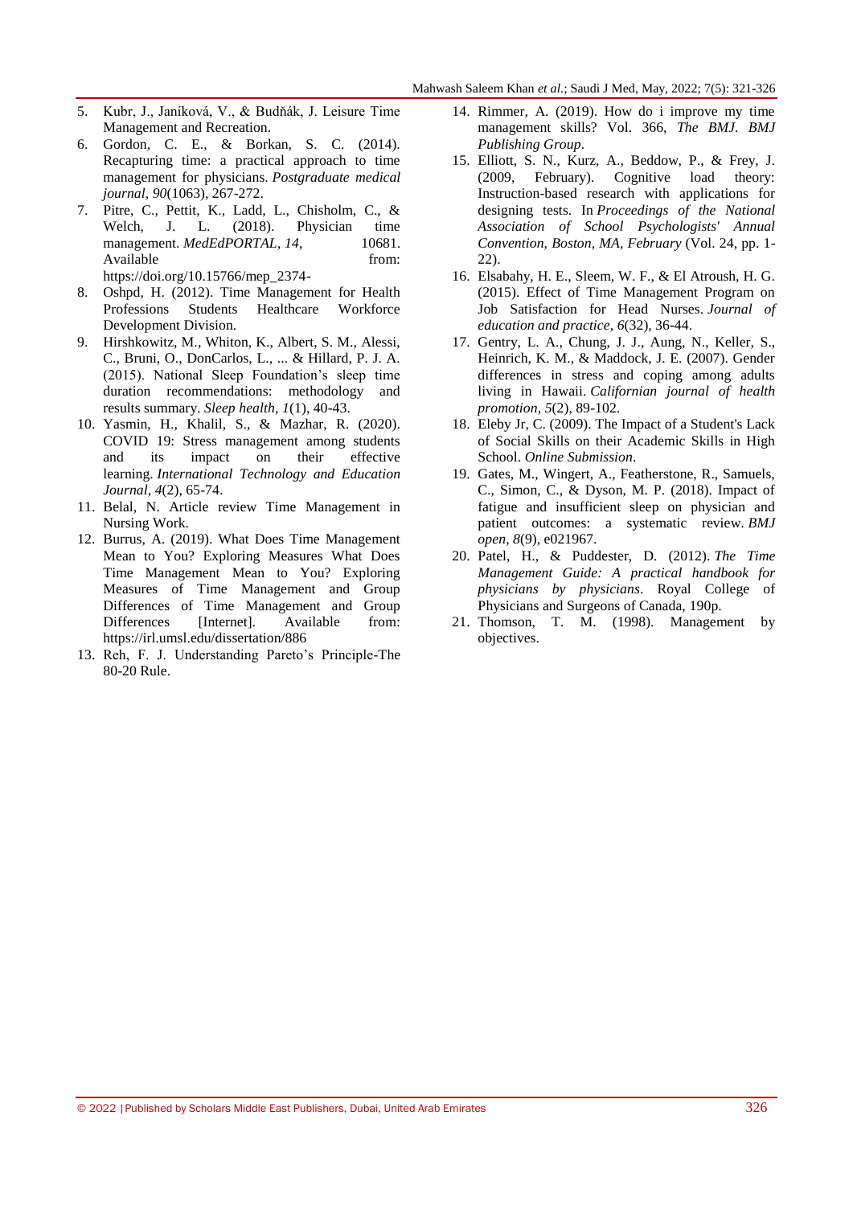5. Kubr, J., Janíková, V., & Budňák, J. Leisure Time Management and Recreation.
6. Gordon, C. E., & Borkan, S. C. (2014). Recapturing time: a practical approach to time management for physicians. *Postgraduate medical journal*, *90*(1063), 267-272.
7. Pitre, C., Pettit, K., Ladd, L., Chisholm, C., & Welch, J. L. (2018). Physician time management. *MedEdPORTAL*, *14*, 10681. Available from: https://doi.org/10.15766/mep_2374-
8. Oshpd, H. (2012). Time Management for Health Professions Students Healthcare Workforce Development Division.
9. Hirshkowitz, M., Whiton, K., Albert, S. M., Alessi, C., Bruni, O., DonCarlos, L., ... & Hillard, P. J. A. (2015). National Sleep Foundation's sleep time duration recommendations: methodology and results summary. *Sleep health*, *1*(1), 40-43.
10. Yasmin, H., Khalil, S., & Mazhar, R. (2020). COVID 19: Stress management among students and its impact on their effective learning. *International Technology and Education Journal*, *4*(2), 65-74.
11. Belal, N. Article review Time Management in Nursing Work.
12. Burrus, A. (2019). What Does Time Management Mean to You? Exploring Measures What Does Time Management Mean to You? Exploring Measures of Time Management and Group Differences of Time Management and Group Differences [Internet]. Available from: https://irl.umsl.edu/dissertation/886
13. Reh, F. J. Understanding Pareto's Principle-The 80-20 Rule.
14. Rimmer, A. (2019). How do i improve my time management skills? Vol. 366, *The BMJ*. *BMJ Publishing Group*.
15. Elliott, S. N., Kurz, A., Beddow, P., & Frey, J. (2009, February). Cognitive load theory: Instruction-based research with applications for designing tests. In *Proceedings of the National Association of School Psychologists' Annual Convention, Boston, MA, February* (Vol. 24, pp. 1-22).
16. Elsabahy, H. E., Sleem, W. F., & El Atroush, H. G. (2015). Effect of Time Management Program on Job Satisfaction for Head Nurses. *Journal of education and practice*, *6*(32), 36-44.
17. Gentry, L. A., Chung, J. J., Aung, N., Keller, S., Heinrich, K. M., & Maddock, J. E. (2007). Gender differences in stress and coping among adults living in Hawaii. *Californian journal of health promotion*, *5*(2), 89-102.
18. Eleby Jr, C. (2009). The Impact of a Student's Lack of Social Skills on their Academic Skills in High School. *Online Submission*.
19. Gates, M., Wingert, A., Featherstone, R., Samuels, C., Simon, C., & Dyson, M. P. (2018). Impact of fatigue and insufficient sleep on physician and patient outcomes: a systematic review. *BMJ open*, *8*(9), e021967.
20. Patel, H., & Puddester, D. (2012). *The Time Management Guide: A practical handbook for physicians by physicians*. Royal College of Physicians and Surgeons of Canada, 190p.
21. Thomson, T. M. (1998). Management by objectives.